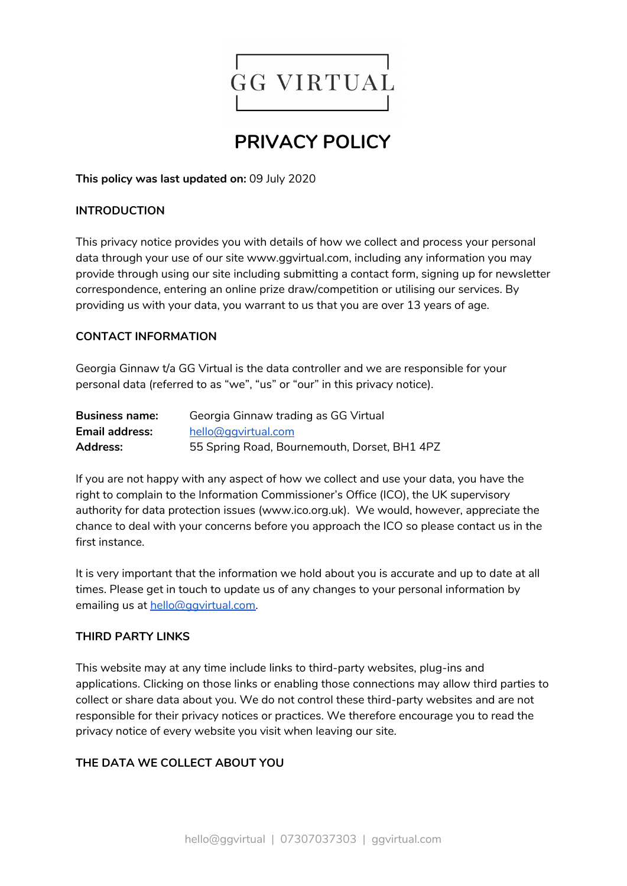# GG VIRTUAL

# PRIVACY POLICY

**This policy was last updated on:** 09 July 2020

## INTRODUCTION

This privacy notice provides you with details of how we collect and process your personal data through your use of our site www.ggvirtual.com, including any information you may provide through using our site including submitting a contact form, signing up for newsletter correspondence, entering an online prize draw/competition or utilising our services. By providing us with your data, you warrant to us that you are over 13 years of age.

## CONTACT INFORMATION

Georgia Ginnaw t/a GG Virtual is the data controller and we are responsible for your personal data (referred to as "we", "us" or "our" in this privacy notice).

| | |
|---|---|
| **Business name:** | Georgia Ginnaw trading as GG Virtual |
| **Email address:** | hello@ggvirtual.com |
| **Address:** | 55 Spring Road, Bournemouth, Dorset, BH1 4PZ |

If you are not happy with any aspect of how we collect and use your data, you have the right to complain to the Information Commissioner's Office (ICO), the UK supervisory authority for data protection issues (www.ico.org.uk). We would, however, appreciate the chance to deal with your concerns before you approach the ICO so please contact us in the first instance.

It is very important that the information we hold about you is accurate and up to date at all times. Please get in touch to update us of any changes to your personal information by emailing us at hello@ggvirtual.com.

## THIRD PARTY LINKS

This website may at any time include links to third-party websites, plug-ins and applications. Clicking on those links or enabling those connections may allow third parties to collect or share data about you. We do not control these third-party websites and are not responsible for their privacy notices or practices. We therefore encourage you to read the privacy notice of every website you visit when leaving our site.

## THE DATA WE COLLECT ABOUT YOU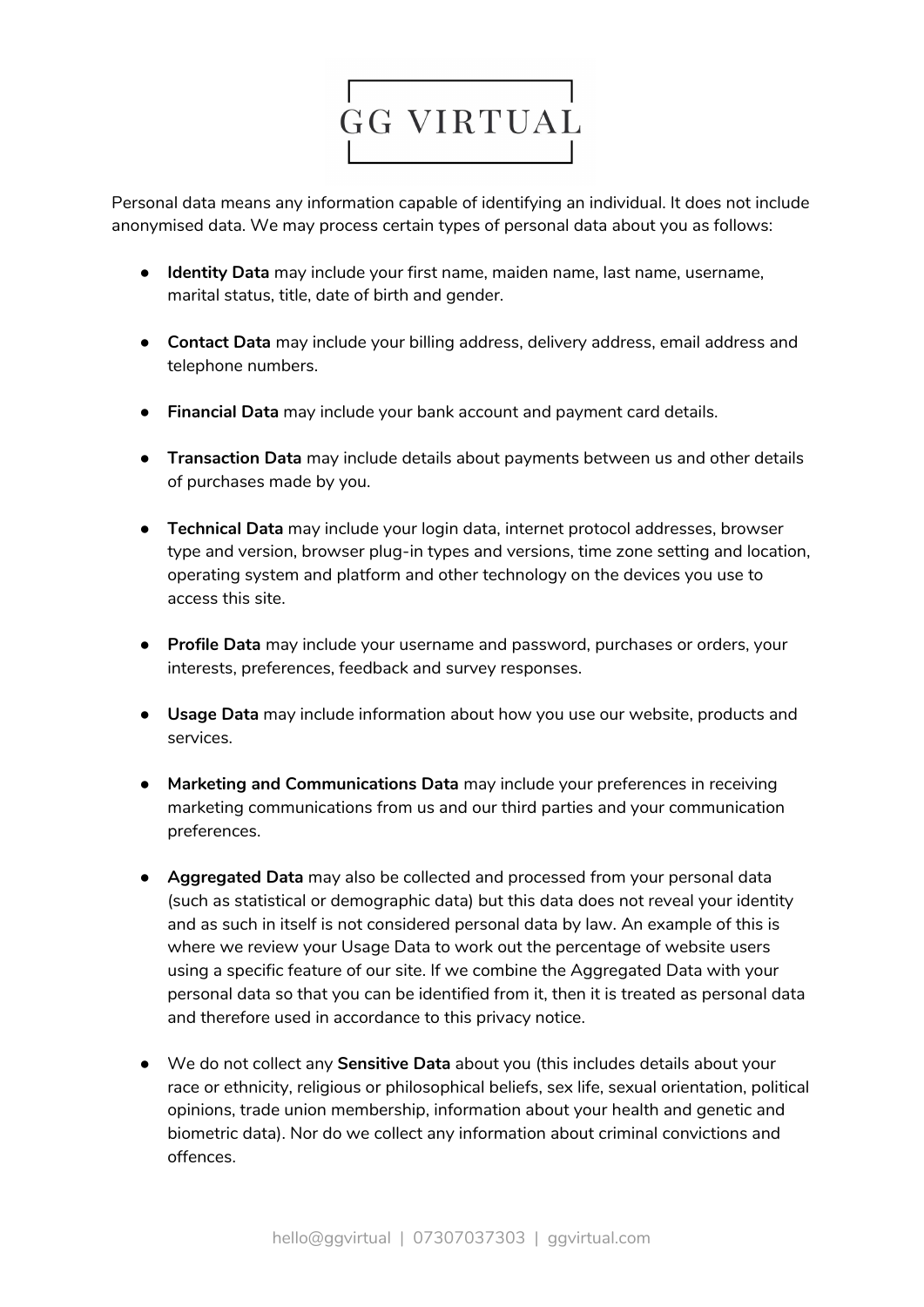Personal data means any information capable of identifying an individual. It does not include anonymised data. We may process certain types of personal data about you as follows:

- **Identity Data** may include your first name, maiden name, last name, username, marital status, title, date of birth and gender.
- **Contact Data** may include your billing address, delivery address, email address and telephone numbers.
- **Financial Data** may include your bank account and payment card details.
- **Transaction Data** may include details about payments between us and other details of purchases made by you.
- **Technical Data** may include your login data, internet protocol addresses, browser type and version, browser plug-in types and versions, time zone setting and location, operating system and platform and other technology on the devices you use to access this site.
- **Profile Data** may include your username and password, purchases or orders, your interests, preferences, feedback and survey responses.
- **Usage Data** may include information about how you use our website, products and services.
- **Marketing and Communications Data** may include your preferences in receiving marketing communications from us and our third parties and your communication preferences.
- **Aggregated Data** may also be collected and processed from your personal data (such as statistical or demographic data) but this data does not reveal your identity and as such in itself is not considered personal data by law. An example of this is where we review your Usage Data to work out the percentage of website users using a specific feature of our site. If we combine the Aggregated Data with your personal data so that you can be identified from it, then it is treated as personal data and therefore used in accordance to this privacy notice.
- We do not collect any **Sensitive Data** about you (this includes details about your race or ethnicity, religious or philosophical beliefs, sex life, sexual orientation, political opinions, trade union membership, information about your health and genetic and biometric data). Nor do we collect any information about criminal convictions and offences.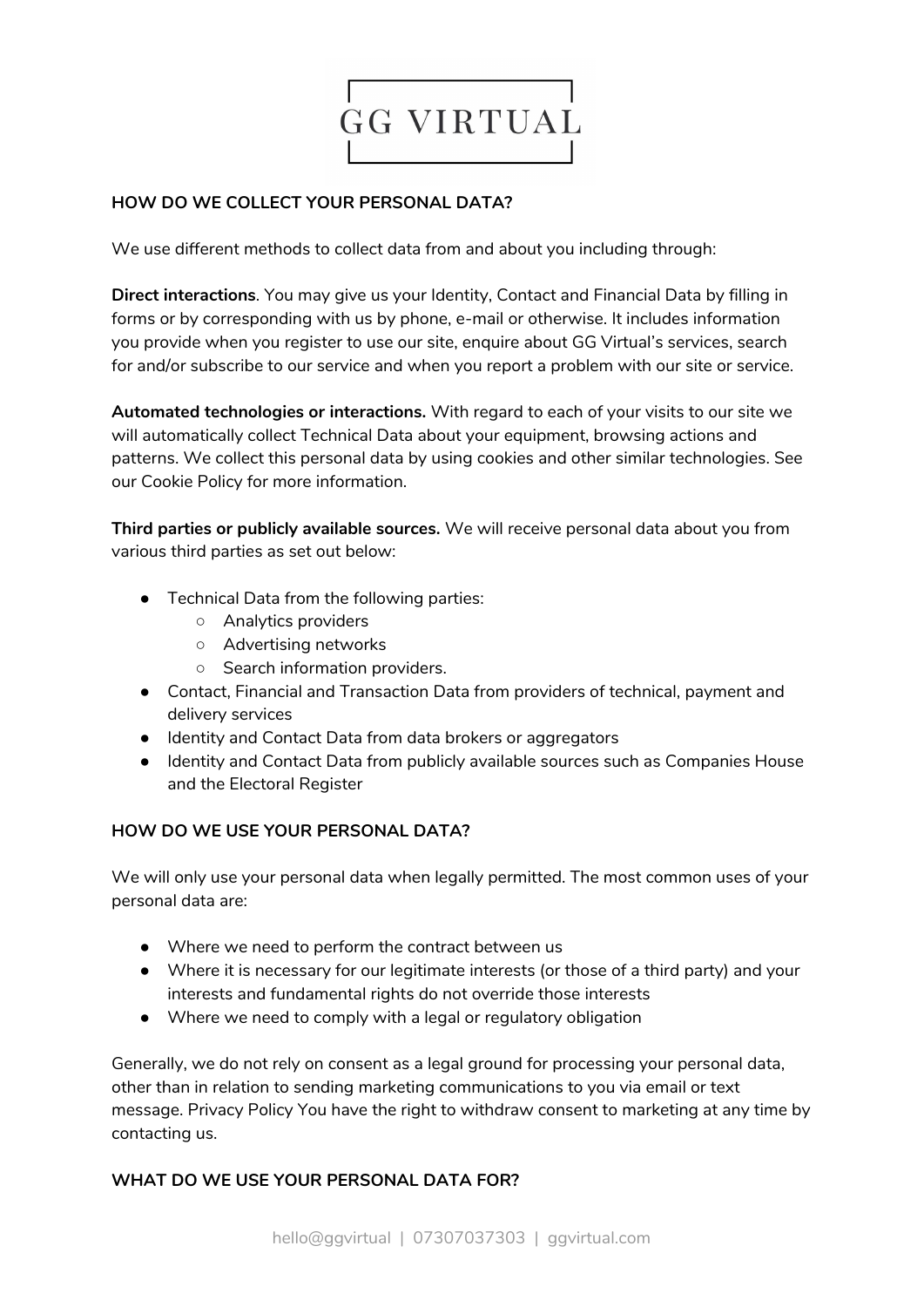## HOW DO WE COLLECT YOUR PERSONAL DATA?

We use different methods to collect data from and about you including through:

**Direct interactions**. You may give us your Identity, Contact and Financial Data by filling in forms or by corresponding with us by phone, e-mail or otherwise. It includes information you provide when you register to use our site, enquire about GG Virtual's services, search for and/or subscribe to our service and when you report a problem with our site or service.

**Automated technologies or interactions.** With regard to each of your visits to our site we will automatically collect Technical Data about your equipment, browsing actions and patterns. We collect this personal data by using cookies and other similar technologies. See our Cookie Policy for more information.

**Third parties or publicly available sources.** We will receive personal data about you from various third parties as set out below:

- Technical Data from the following parties:
  - Analytics providers
  - Advertising networks
  - Search information providers.
- Contact, Financial and Transaction Data from providers of technical, payment and delivery services
- Identity and Contact Data from data brokers or aggregators
- Identity and Contact Data from publicly available sources such as Companies House and the Electoral Register

## HOW DO WE USE YOUR PERSONAL DATA?

We will only use your personal data when legally permitted. The most common uses of your personal data are:

- Where we need to perform the contract between us
- Where it is necessary for our legitimate interests (or those of a third party) and your interests and fundamental rights do not override those interests
- Where we need to comply with a legal or regulatory obligation

Generally, we do not rely on consent as a legal ground for processing your personal data, other than in relation to sending marketing communications to you via email or text message. Privacy Policy You have the right to withdraw consent to marketing at any time by contacting us.

## WHAT DO WE USE YOUR PERSONAL DATA FOR?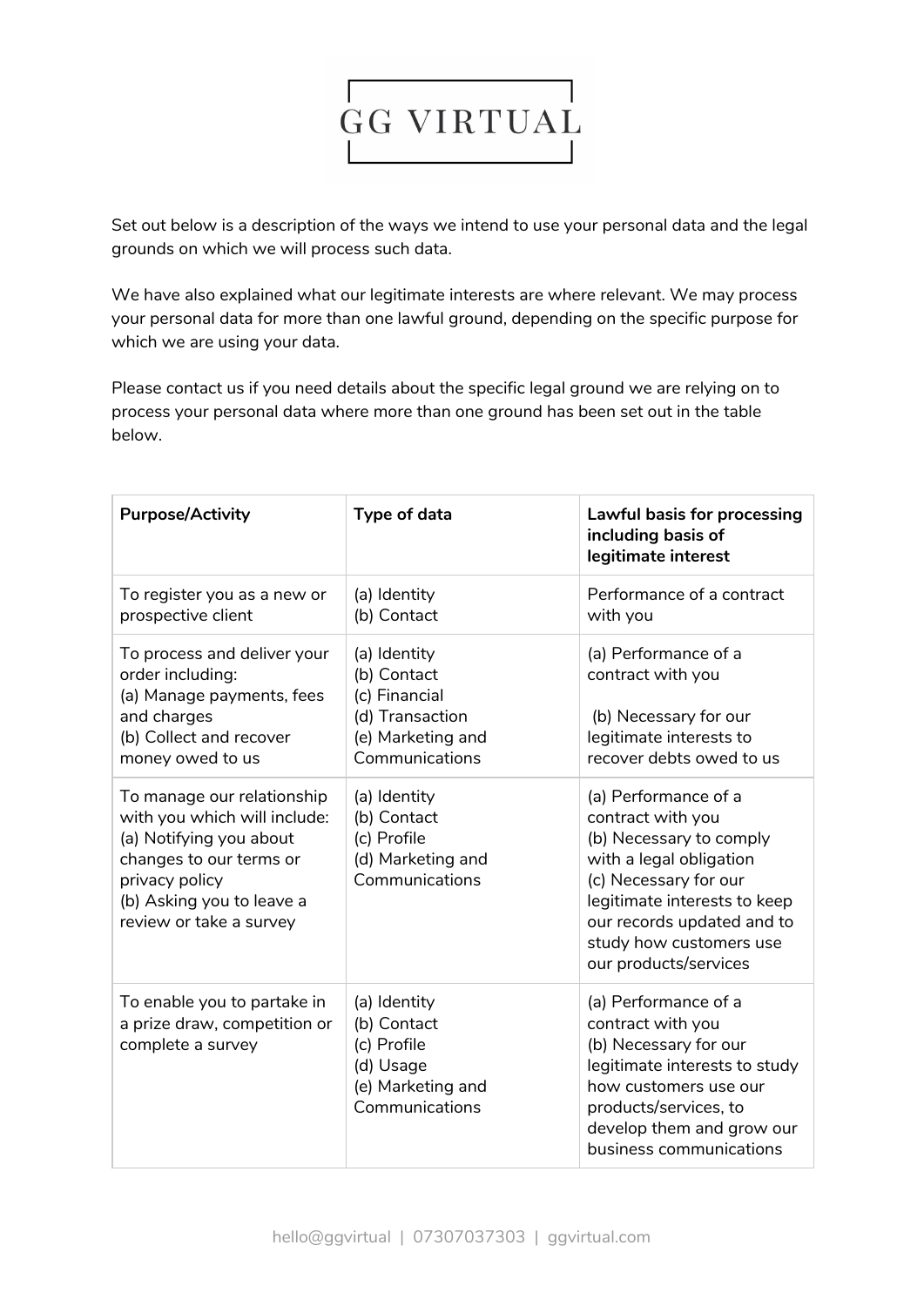Set out below is a description of the ways we intend to use your personal data and the legal grounds on which we will process such data.

We have also explained what our legitimate interests are where relevant. We may process your personal data for more than one lawful ground, depending on the specific purpose for which we are using your data.

Please contact us if you need details about the specific legal ground we are relying on to process your personal data where more than one ground has been set out in the table below.

| **Purpose/Activity** | **Type of data** | **Lawful basis for processing including basis of legitimate interest** |
|---|---|---|
| To register you as a new or prospective client | (a) Identity<br>(b) Contact | Performance of a contract with you |
| To process and deliver your order including:<br>(a) Manage payments, fees and charges<br>(b) Collect and recover money owed to us | (a) Identity<br>(b) Contact<br>(c) Financial<br>(d) Transaction<br>(e) Marketing and Communications | (a) Performance of a contract with you<br><br>(b) Necessary for our legitimate interests to recover debts owed to us |
| To manage our relationship with you which will include:<br>(a) Notifying you about changes to our terms or privacy policy<br>(b) Asking you to leave a review or take a survey | (a) Identity<br>(b) Contact<br>(c) Profile<br>(d) Marketing and Communications | (a) Performance of a contract with you<br>(b) Necessary to comply with a legal obligation<br>(c) Necessary for our legitimate interests to keep our records updated and to study how customers use our products/services |
| To enable you to partake in a prize draw, competition or complete a survey | (a) Identity<br>(b) Contact<br>(c) Profile<br>(d) Usage<br>(e) Marketing and Communications | (a) Performance of a contract with you<br>(b) Necessary for our legitimate interests to study how customers use our products/services, to develop them and grow our business communications |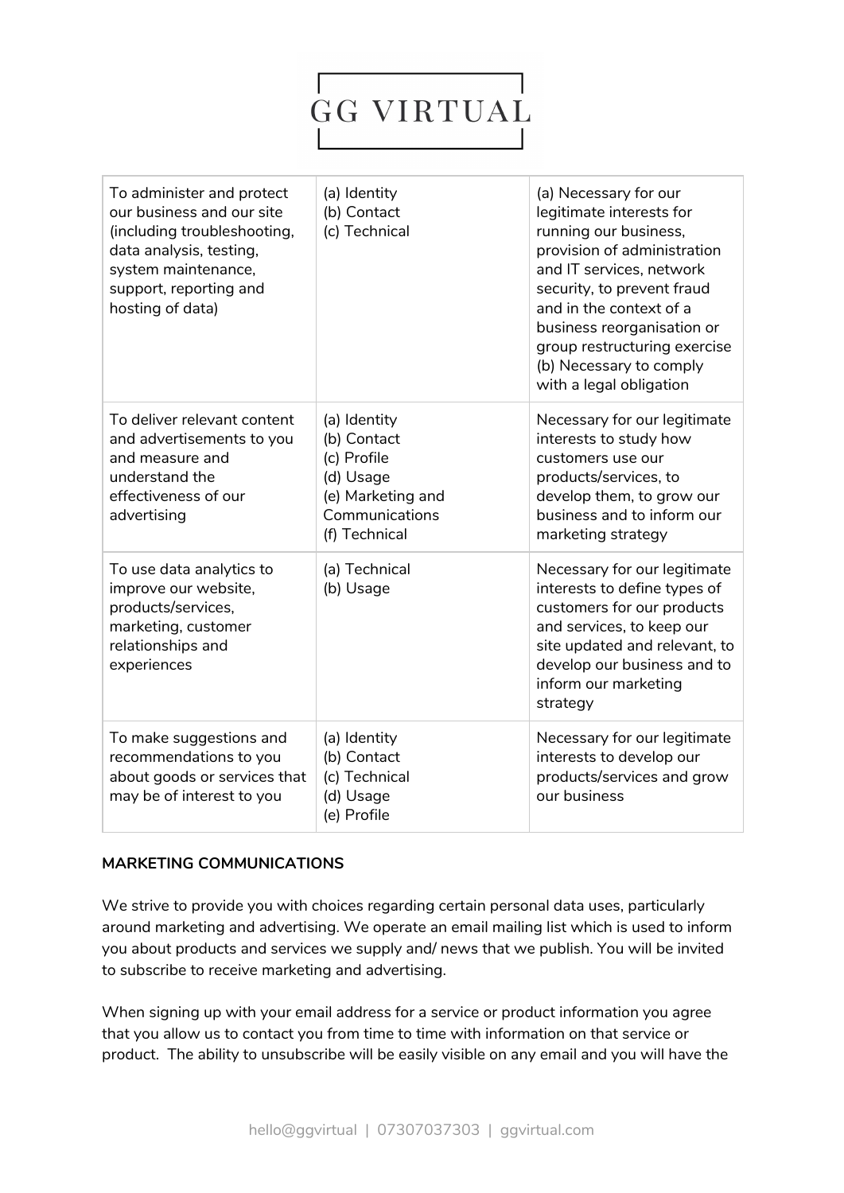| | | |
|---|---|---|
| To administer and protect our business and our site (including troubleshooting, data analysis, testing, system maintenance, support, reporting and hosting of data) | (a) Identity<br>(b) Contact<br>(c) Technical | (a) Necessary for our legitimate interests for running our business, provision of administration and IT services, network security, to prevent fraud and in the context of a business reorganisation or group restructuring exercise<br>(b) Necessary to comply with a legal obligation |
| To deliver relevant content and advertisements to you and measure and understand the effectiveness of our advertising | (a) Identity<br>(b) Contact<br>(c) Profile<br>(d) Usage<br>(e) Marketing and Communications<br>(f) Technical | Necessary for our legitimate interests to study how customers use our products/services, to develop them, to grow our business and to inform our marketing strategy |
| To use data analytics to improve our website, products/services, marketing, customer relationships and experiences | (a) Technical<br>(b) Usage | Necessary for our legitimate interests to define types of customers for our products and services, to keep our site updated and relevant, to develop our business and to inform our marketing strategy |
| To make suggestions and recommendations to you about goods or services that may be of interest to you | (a) Identity<br>(b) Contact<br>(c) Technical<br>(d) Usage<br>(e) Profile | Necessary for our legitimate interests to develop our products/services and grow our business |

**MARKETING COMMUNICATIONS**

We strive to provide you with choices regarding certain personal data uses, particularly around marketing and advertising. We operate an email mailing list which is used to inform you about products and services we supply and/ news that we publish. You will be invited to subscribe to receive marketing and advertising.

When signing up with your email address for a service or product information you agree that you allow us to contact you from time to time with information on that service or product. The ability to unsubscribe will be easily visible on any email and you will have the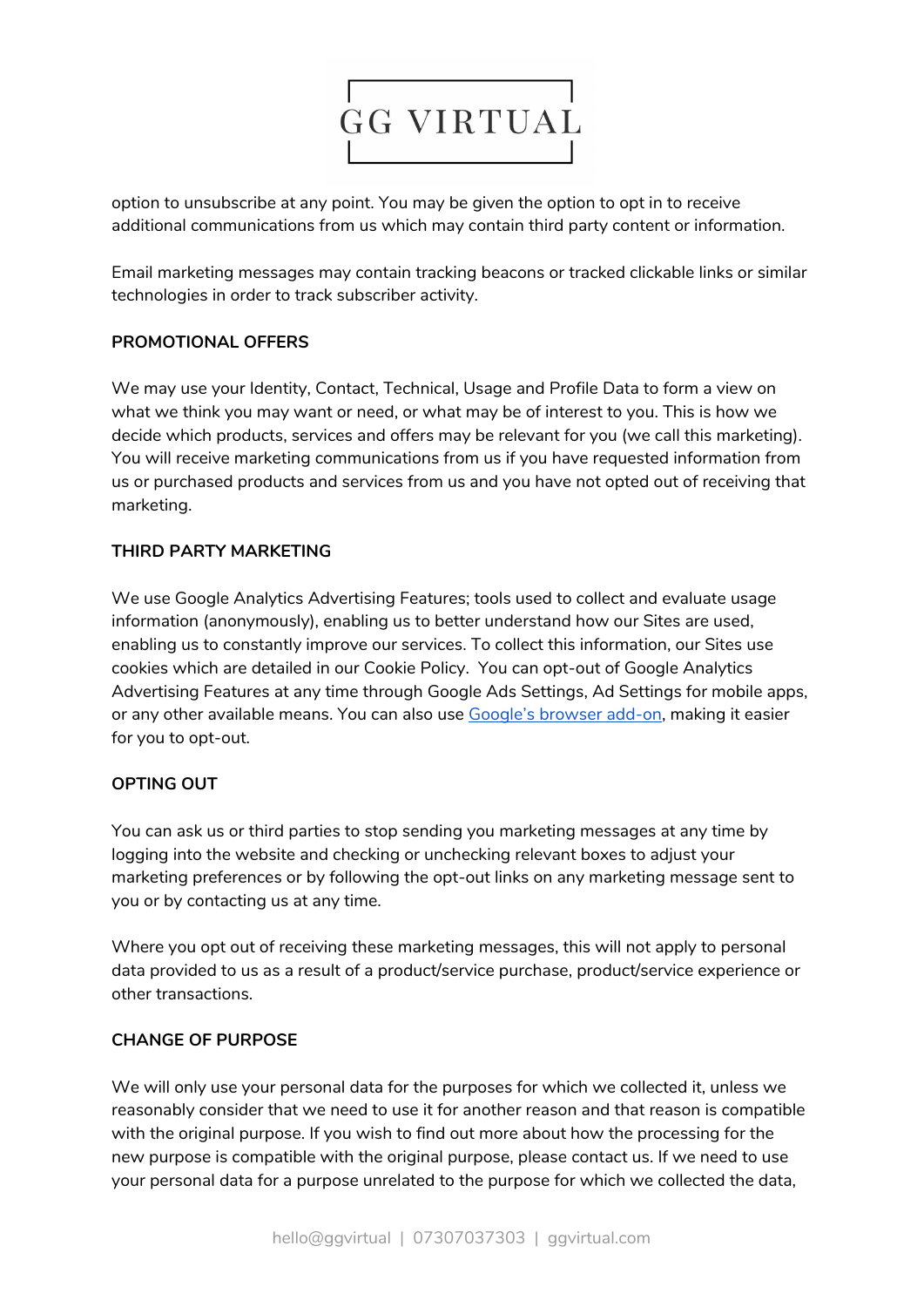option to unsubscribe at any point. You may be given the option to opt in to receive additional communications from us which may contain third party content or information.

Email marketing messages may contain tracking beacons or tracked clickable links or similar technologies in order to track subscriber activity.

**PROMOTIONAL OFFERS**

We may use your Identity, Contact, Technical, Usage and Profile Data to form a view on what we think you may want or need, or what may be of interest to you. This is how we decide which products, services and offers may be relevant for you (we call this marketing). You will receive marketing communications from us if you have requested information from us or purchased products and services from us and you have not opted out of receiving that marketing.

**THIRD PARTY MARKETING**

We use Google Analytics Advertising Features; tools used to collect and evaluate usage information (anonymously), enabling us to better understand how our Sites are used, enabling us to constantly improve our services. To collect this information, our Sites use cookies which are detailed in our Cookie Policy. You can opt-out of Google Analytics Advertising Features at any time through Google Ads Settings, Ad Settings for mobile apps, or any other available means. You can also use Google's browser add-on, making it easier for you to opt-out.

**OPTING OUT**

You can ask us or third parties to stop sending you marketing messages at any time by logging into the website and checking or unchecking relevant boxes to adjust your marketing preferences or by following the opt-out links on any marketing message sent to you or by contacting us at any time.

Where you opt out of receiving these marketing messages, this will not apply to personal data provided to us as a result of a product/service purchase, product/service experience or other transactions.

**CHANGE OF PURPOSE**

We will only use your personal data for the purposes for which we collected it, unless we reasonably consider that we need to use it for another reason and that reason is compatible with the original purpose. If you wish to find out more about how the processing for the new purpose is compatible with the original purpose, please contact us. If we need to use your personal data for a purpose unrelated to the purpose for which we collected the data,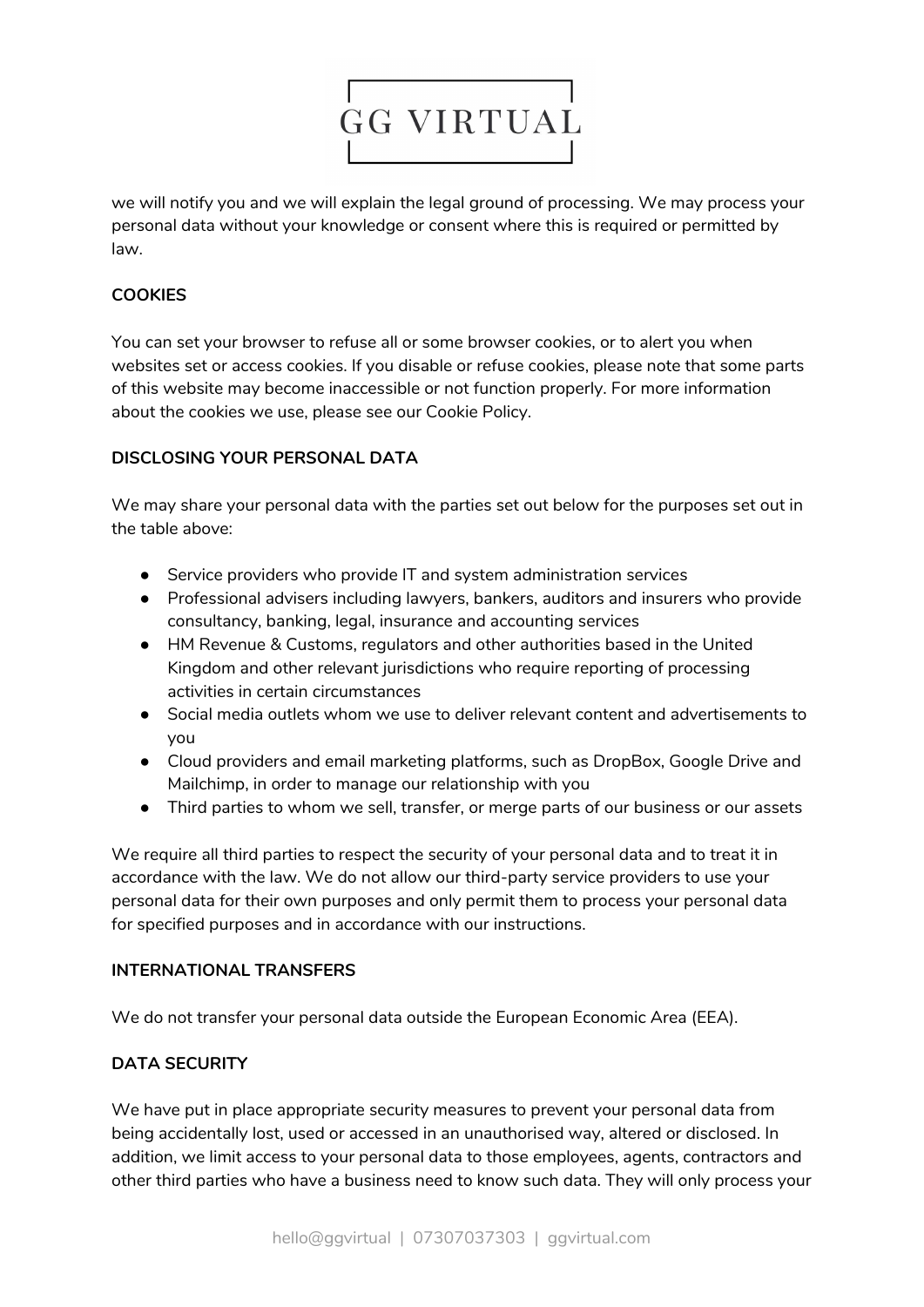we will notify you and we will explain the legal ground of processing. We may process your personal data without your knowledge or consent where this is required or permitted by law.

**COOKIES**

You can set your browser to refuse all or some browser cookies, or to alert you when websites set or access cookies. If you disable or refuse cookies, please note that some parts of this website may become inaccessible or not function properly. For more information about the cookies we use, please see our Cookie Policy.

**DISCLOSING YOUR PERSONAL DATA**

We may share your personal data with the parties set out below for the purposes set out in the table above:

- Service providers who provide IT and system administration services
- Professional advisers including lawyers, bankers, auditors and insurers who provide consultancy, banking, legal, insurance and accounting services
- HM Revenue & Customs, regulators and other authorities based in the United Kingdom and other relevant jurisdictions who require reporting of processing activities in certain circumstances
- Social media outlets whom we use to deliver relevant content and advertisements to you
- Cloud providers and email marketing platforms, such as DropBox, Google Drive and Mailchimp, in order to manage our relationship with you
- Third parties to whom we sell, transfer, or merge parts of our business or our assets

We require all third parties to respect the security of your personal data and to treat it in accordance with the law. We do not allow our third-party service providers to use your personal data for their own purposes and only permit them to process your personal data for specified purposes and in accordance with our instructions.

**INTERNATIONAL TRANSFERS**

We do not transfer your personal data outside the European Economic Area (EEA).

**DATA SECURITY**

We have put in place appropriate security measures to prevent your personal data from being accidentally lost, used or accessed in an unauthorised way, altered or disclosed. In addition, we limit access to your personal data to those employees, agents, contractors and other third parties who have a business need to know such data. They will only process your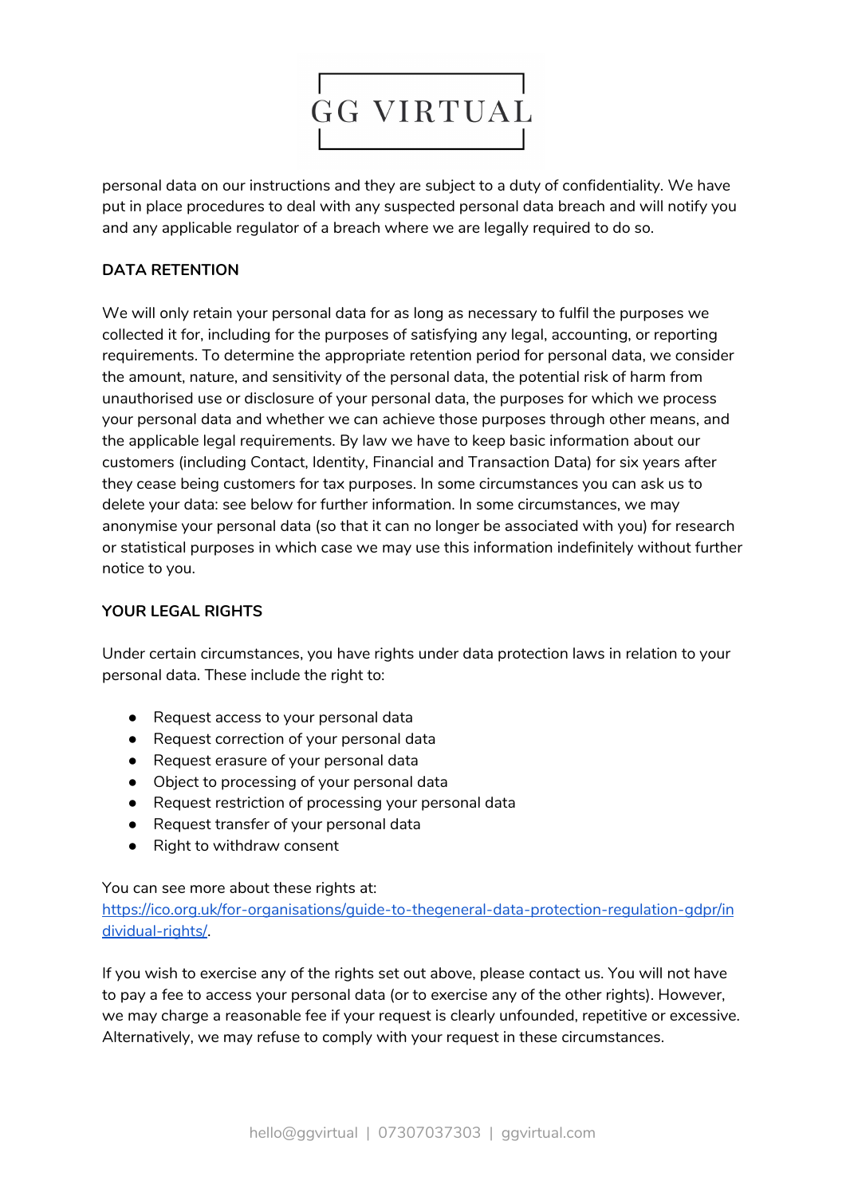personal data on our instructions and they are subject to a duty of confidentiality. We have put in place procedures to deal with any suspected personal data breach and will notify you and any applicable regulator of a breach where we are legally required to do so.

**DATA RETENTION**

We will only retain your personal data for as long as necessary to fulfil the purposes we collected it for, including for the purposes of satisfying any legal, accounting, or reporting requirements. To determine the appropriate retention period for personal data, we consider the amount, nature, and sensitivity of the personal data, the potential risk of harm from unauthorised use or disclosure of your personal data, the purposes for which we process your personal data and whether we can achieve those purposes through other means, and the applicable legal requirements. By law we have to keep basic information about our customers (including Contact, Identity, Financial and Transaction Data) for six years after they cease being customers for tax purposes. In some circumstances you can ask us to delete your data: see below for further information. In some circumstances, we may anonymise your personal data (so that it can no longer be associated with you) for research or statistical purposes in which case we may use this information indefinitely without further notice to you.

**YOUR LEGAL RIGHTS**

Under certain circumstances, you have rights under data protection laws in relation to your personal data. These include the right to:

- Request access to your personal data
- Request correction of your personal data
- Request erasure of your personal data
- Object to processing of your personal data
- Request restriction of processing your personal data
- Request transfer of your personal data
- Right to withdraw consent

You can see more about these rights at: [https://ico.org.uk/for-organisations/guide-to-thegeneral-data-protection-regulation-gdpr/individual-rights/](https://ico.org.uk/for-organisations/guide-to-thegeneral-data-protection-regulation-gdpr/individual-rights/).

If you wish to exercise any of the rights set out above, please contact us. You will not have to pay a fee to access your personal data (or to exercise any of the other rights). However, we may charge a reasonable fee if your request is clearly unfounded, repetitive or excessive. Alternatively, we may refuse to comply with your request in these circumstances.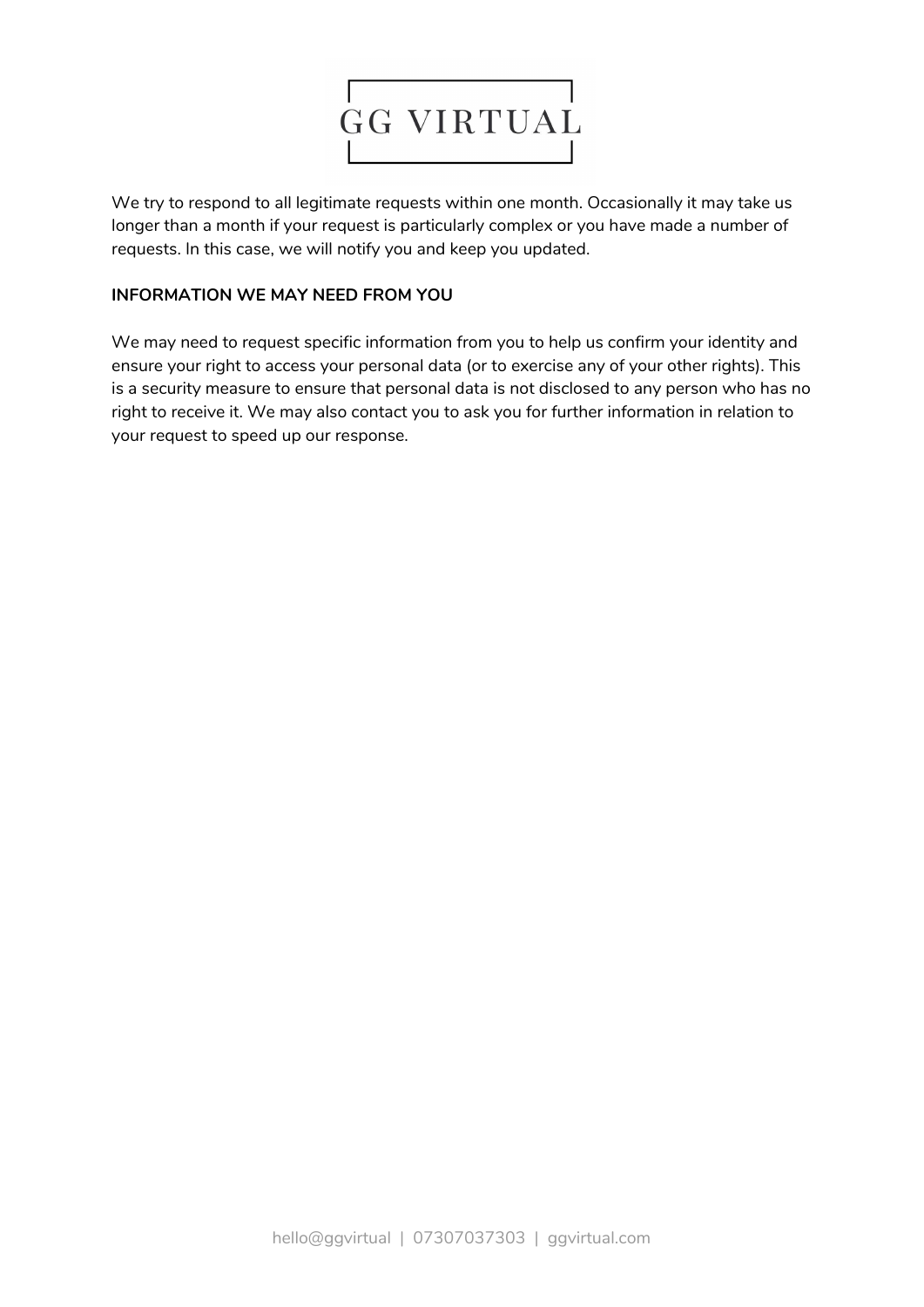We try to respond to all legitimate requests within one month. Occasionally it may take us longer than a month if your request is particularly complex or you have made a number of requests. In this case, we will notify you and keep you updated.

**INFORMATION WE MAY NEED FROM YOU**

We may need to request specific information from you to help us confirm your identity and ensure your right to access your personal data (or to exercise any of your other rights). This is a security measure to ensure that personal data is not disclosed to any person who has no right to receive it. We may also contact you to ask you for further information in relation to your request to speed up our response.